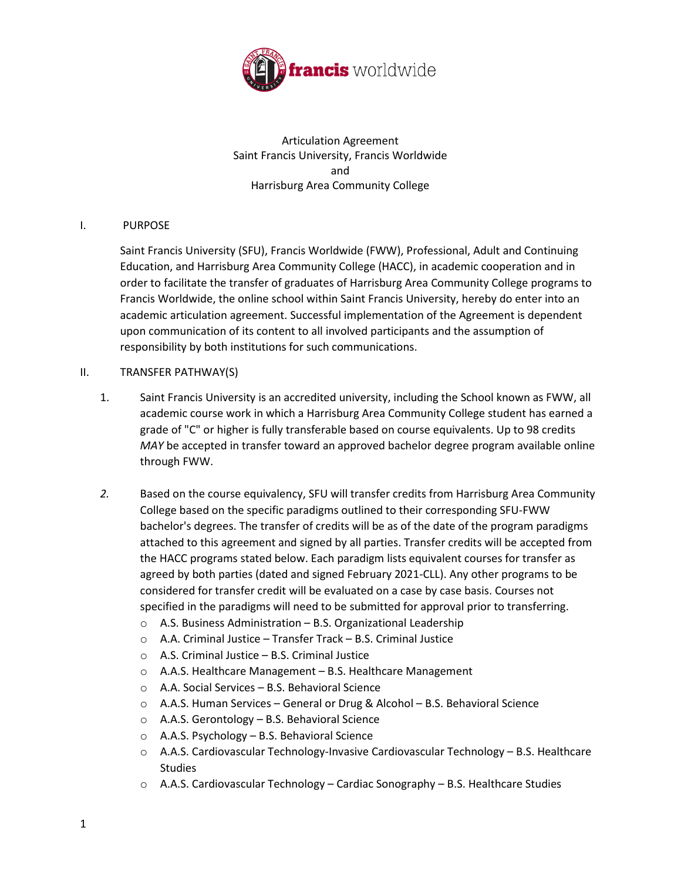Articulation Agreement
Saint Francis University, Francis Worldwide
and
Harrisburg Area Community College

## I. PURPOSE

Saint Francis University (SFU), Francis Worldwide (FWW), Professional, Adult and Continuing Education, and Harrisburg Area Community College (HACC), in academic cooperation and in order to facilitate the transfer of graduates of Harrisburg Area Community College programs to Francis Worldwide, the online school within Saint Francis University, hereby do enter into an academic articulation agreement. Successful implementation of the Agreement is dependent upon communication of its content to all involved participants and the assumption of responsibility by both institutions for such communications.

## II. TRANSFER PATHWAY(S)

1. Saint Francis University is an accredited university, including the School known as FWW, all academic course work in which a Harrisburg Area Community College student has earned a grade of "C" or higher is fully transferable based on course equivalents. Up to 98 credits *MAY* be accepted in transfer toward an approved bachelor degree program available online through FWW.

2. Based on the course equivalency, SFU will transfer credits from Harrisburg Area Community College based on the specific paradigms outlined to their corresponding SFU-FWW bachelor's degrees. The transfer of credits will be as of the date of the program paradigms attached to this agreement and signed by all parties. Transfer credits will be accepted from the HACC programs stated below. Each paradigm lists equivalent courses for transfer as agreed by both parties (dated and signed February 2021-CLL). Any other programs to be considered for transfer credit will be evaluated on a case by case basis. Courses not specified in the paradigms will need to be submitted for approval prior to transferring.
   - A.S. Business Administration – B.S. Organizational Leadership
   - A.A. Criminal Justice – Transfer Track – B.S. Criminal Justice
   - A.S. Criminal Justice – B.S. Criminal Justice
   - A.A.S. Healthcare Management – B.S. Healthcare Management
   - A.A. Social Services – B.S. Behavioral Science
   - A.A.S. Human Services – General or Drug & Alcohol – B.S. Behavioral Science
   - A.A.S. Gerontology – B.S. Behavioral Science
   - A.A.S. Psychology – B.S. Behavioral Science
   - A.A.S. Cardiovascular Technology-Invasive Cardiovascular Technology – B.S. Healthcare Studies
   - A.A.S. Cardiovascular Technology – Cardiac Sonography – B.S. Healthcare Studies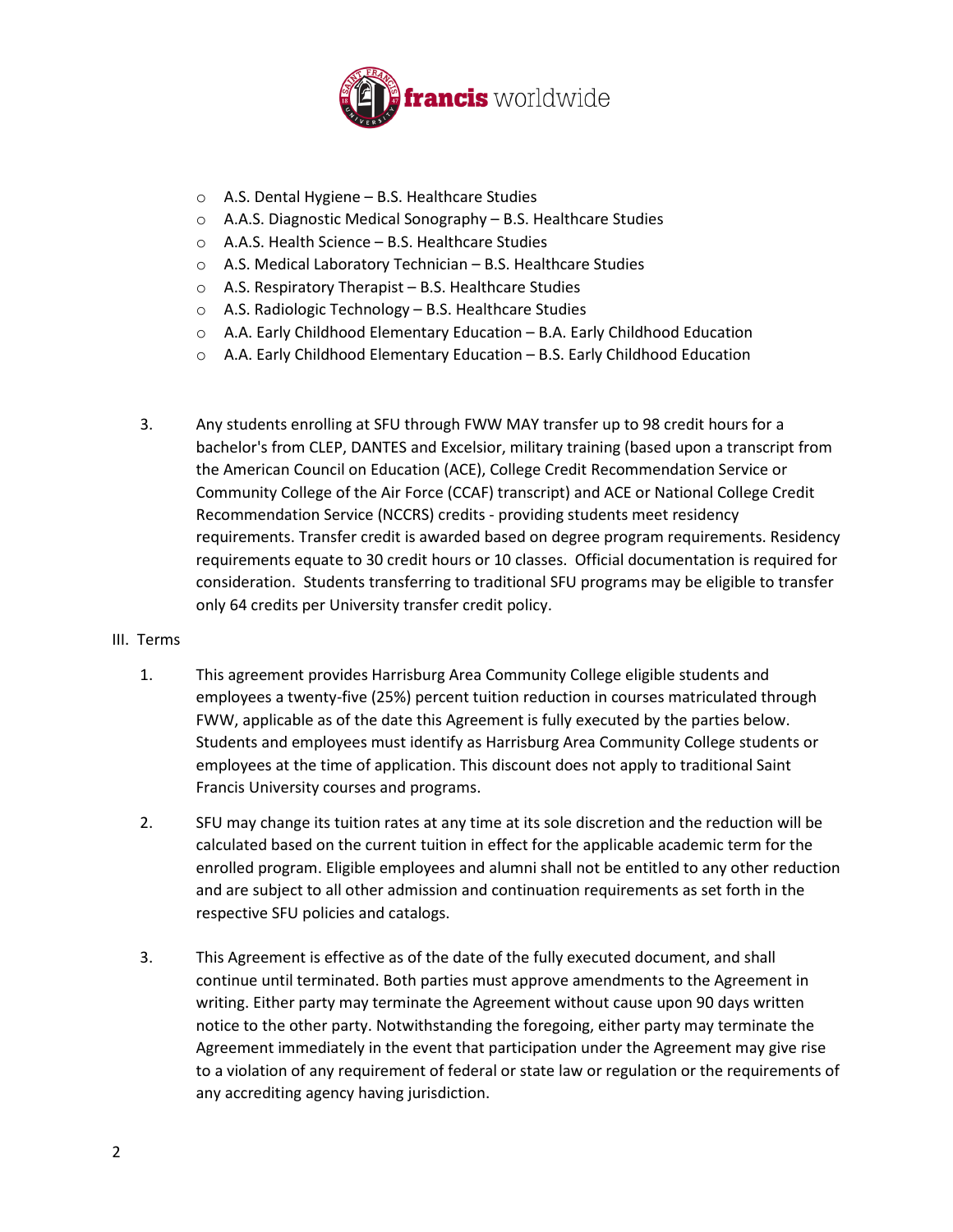- A.S. Dental Hygiene – B.S. Healthcare Studies
- A.A.S. Diagnostic Medical Sonography – B.S. Healthcare Studies
- A.A.S. Health Science – B.S. Healthcare Studies
- A.S. Medical Laboratory Technician – B.S. Healthcare Studies
- A.S. Respiratory Therapist – B.S. Healthcare Studies
- A.S. Radiologic Technology – B.S. Healthcare Studies
- A.A. Early Childhood Elementary Education – B.A. Early Childhood Education
- A.A. Early Childhood Elementary Education – B.S. Early Childhood Education

3. Any students enrolling at SFU through FWW MAY transfer up to 98 credit hours for a bachelor's from CLEP, DANTES and Excelsior, military training (based upon a transcript from the American Council on Education (ACE), College Credit Recommendation Service or Community College of the Air Force (CCAF) transcript) and ACE or National College Credit Recommendation Service (NCCRS) credits - providing students meet residency requirements. Transfer credit is awarded based on degree program requirements. Residency requirements equate to 30 credit hours or 10 classes. Official documentation is required for consideration. Students transferring to traditional SFU programs may be eligible to transfer only 64 credits per University transfer credit policy.

III. Terms

1. This agreement provides Harrisburg Area Community College eligible students and employees a twenty-five (25%) percent tuition reduction in courses matriculated through FWW, applicable as of the date this Agreement is fully executed by the parties below. Students and employees must identify as Harrisburg Area Community College students or employees at the time of application. This discount does not apply to traditional Saint Francis University courses and programs.

2. SFU may change its tuition rates at any time at its sole discretion and the reduction will be calculated based on the current tuition in effect for the applicable academic term for the enrolled program. Eligible employees and alumni shall not be entitled to any other reduction and are subject to all other admission and continuation requirements as set forth in the respective SFU policies and catalogs.

3. This Agreement is effective as of the date of the fully executed document, and shall continue until terminated. Both parties must approve amendments to the Agreement in writing. Either party may terminate the Agreement without cause upon 90 days written notice to the other party. Notwithstanding the foregoing, either party may terminate the Agreement immediately in the event that participation under the Agreement may give rise to a violation of any requirement of federal or state law or regulation or the requirements of any accrediting agency having jurisdiction.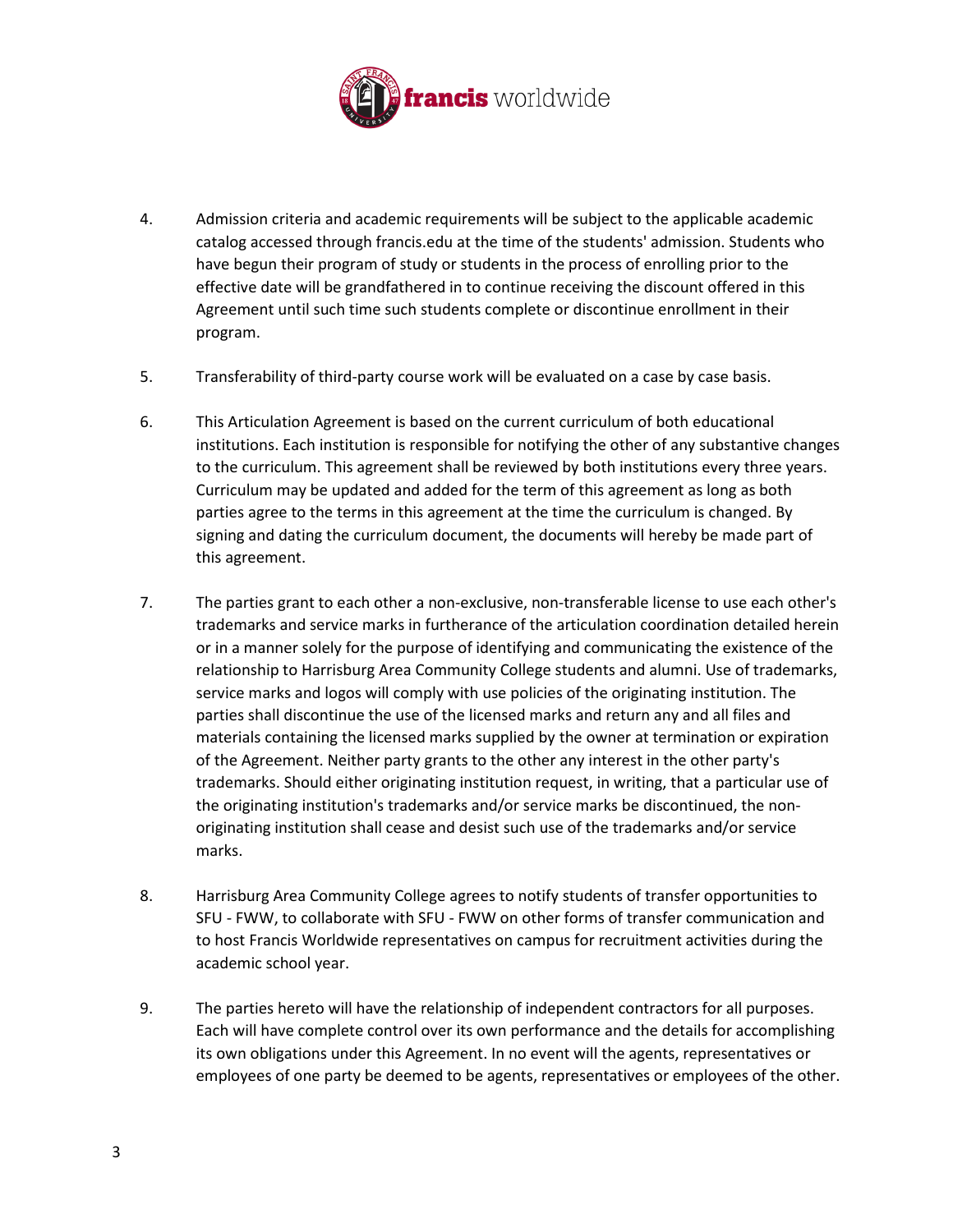4. Admission criteria and academic requirements will be subject to the applicable academic catalog accessed through francis.edu at the time of the students' admission. Students who have begun their program of study or students in the process of enrolling prior to the effective date will be grandfathered in to continue receiving the discount offered in this Agreement until such time such students complete or discontinue enrollment in their program.

5. Transferability of third-party course work will be evaluated on a case by case basis.

6. This Articulation Agreement is based on the current curriculum of both educational institutions. Each institution is responsible for notifying the other of any substantive changes to the curriculum. This agreement shall be reviewed by both institutions every three years. Curriculum may be updated and added for the term of this agreement as long as both parties agree to the terms in this agreement at the time the curriculum is changed. By signing and dating the curriculum document, the documents will hereby be made part of this agreement.

7. The parties grant to each other a non-exclusive, non-transferable license to use each other's trademarks and service marks in furtherance of the articulation coordination detailed herein or in a manner solely for the purpose of identifying and communicating the existence of the relationship to Harrisburg Area Community College students and alumni. Use of trademarks, service marks and logos will comply with use policies of the originating institution. The parties shall discontinue the use of the licensed marks and return any and all files and materials containing the licensed marks supplied by the owner at termination or expiration of the Agreement. Neither party grants to the other any interest in the other party's trademarks. Should either originating institution request, in writing, that a particular use of the originating institution's trademarks and/or service marks be discontinued, the non-originating institution shall cease and desist such use of the trademarks and/or service marks.

8. Harrisburg Area Community College agrees to notify students of transfer opportunities to SFU - FWW, to collaborate with SFU - FWW on other forms of transfer communication and to host Francis Worldwide representatives on campus for recruitment activities during the academic school year.

9. The parties hereto will have the relationship of independent contractors for all purposes. Each will have complete control over its own performance and the details for accomplishing its own obligations under this Agreement. In no event will the agents, representatives or employees of one party be deemed to be agents, representatives or employees of the other.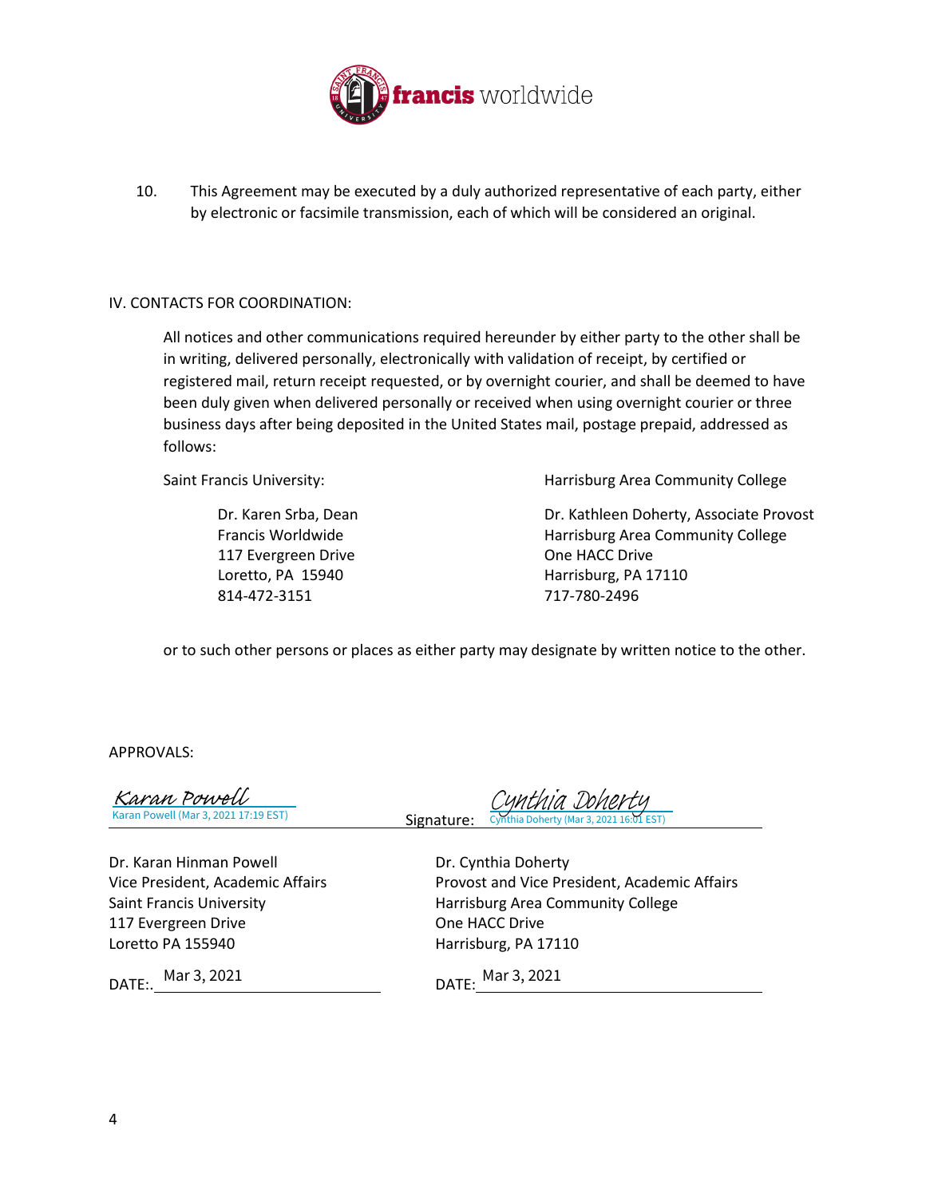10. This Agreement may be executed by a duly authorized representative of each party, either by electronic or facsimile transmission, each of which will be considered an original.

IV. CONTACTS FOR COORDINATION:

All notices and other communications required hereunder by either party to the other shall be in writing, delivered personally, electronically with validation of receipt, by certified or registered mail, return receipt requested, or by overnight courier, and shall be deemed to have been duly given when delivered personally or received when using overnight courier or three business days after being deposited in the United States mail, postage prepaid, addressed as follows:

Saint Francis University:

Dr. Karen Srba, Dean
Francis Worldwide
117 Evergreen Drive
Loretto, PA 15940
814-472-3151

Harrisburg Area Community College

Dr. Kathleen Doherty, Associate Provost
Harrisburg Area Community College
One HACC Drive
Harrisburg, PA 17110
717-780-2496

or to such other persons or places as either party may designate by written notice to the other.

APPROVALS:

Karan Powell
Karan Powell (Mar 3, 2021 17:19 EST)

Dr. Karan Hinman Powell
Vice President, Academic Affairs
Saint Francis University
117 Evergreen Drive
Loretto PA 155940

DATE:. Mar 3, 2021

Signature: Cynthia Doherty
Cynthia Doherty (Mar 3, 2021 16:01 EST)

Dr. Cynthia Doherty
Provost and Vice President, Academic Affairs
Harrisburg Area Community College
One HACC Drive
Harrisburg, PA 17110

DATE: Mar 3, 2021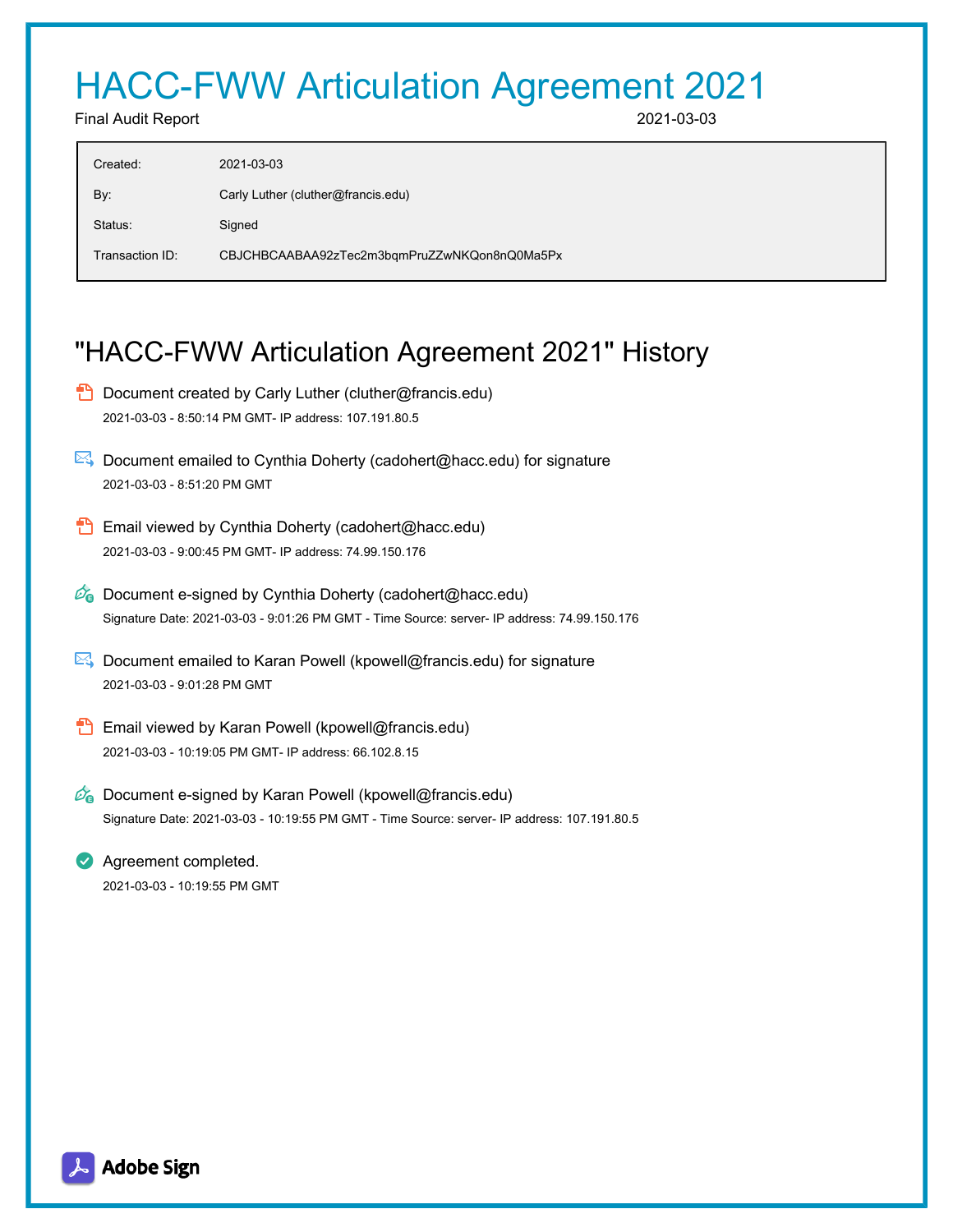# HACC-FWW Articulation Agreement 2021

Final Audit Report 2021-03-03

| | |
|---|---|
| Created: | 2021-03-03 |
| By: | Carly Luther (cluther@francis.edu) |
| Status: | Signed |
| Transaction ID: | CBJCHBCAABAA92zTec2m3bqmPruZZwNKQon8nQ0Ma5Px |

## "HACC-FWW Articulation Agreement 2021" History

- Document created by Carly Luther (cluther@francis.edu)
  2021-03-03 - 8:50:14 PM GMT- IP address: 107.191.80.5

- Document emailed to Cynthia Doherty (cadohert@hacc.edu) for signature
  2021-03-03 - 8:51:20 PM GMT

- Email viewed by Cynthia Doherty (cadohert@hacc.edu)
  2021-03-03 - 9:00:45 PM GMT- IP address: 74.99.150.176

- Document e-signed by Cynthia Doherty (cadohert@hacc.edu)
  Signature Date: 2021-03-03 - 9:01:26 PM GMT - Time Source: server- IP address: 74.99.150.176

- Document emailed to Karan Powell (kpowell@francis.edu) for signature
  2021-03-03 - 9:01:28 PM GMT

- Email viewed by Karan Powell (kpowell@francis.edu)
  2021-03-03 - 10:19:05 PM GMT- IP address: 66.102.8.15

- Document e-signed by Karan Powell (kpowell@francis.edu)
  Signature Date: 2021-03-03 - 10:19:55 PM GMT - Time Source: server- IP address: 107.191.80.5

- Agreement completed.
  2021-03-03 - 10:19:55 PM GMT

Adobe Sign